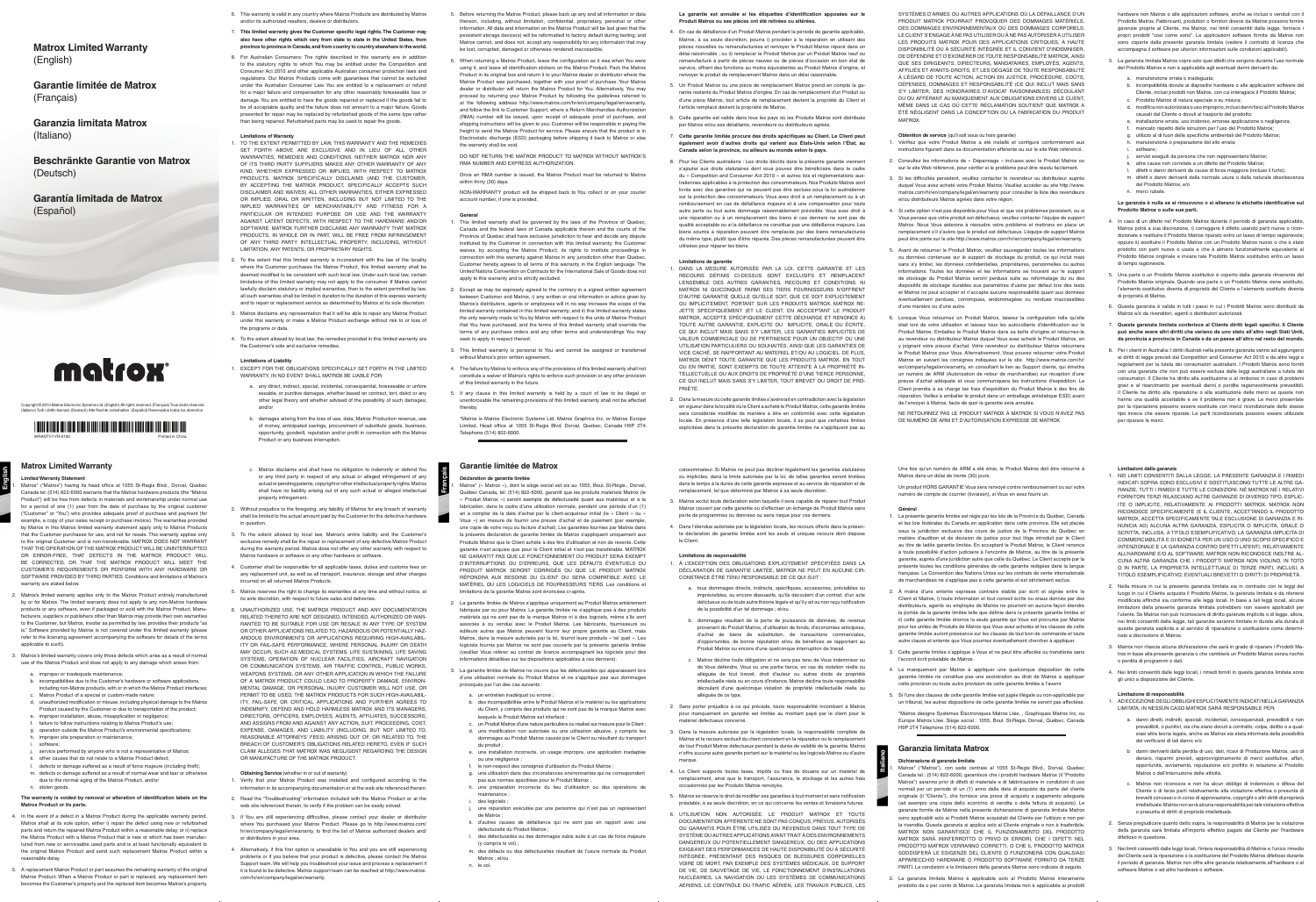# Matrox Limited Warranty

(English)

# Garantie limitée de Matrox

(Français)

# Garanzia limitata Matrox

(Italiano)

# Beschränkte Garantie von Matrox

(Deutsch)

# Garantía limitada de Matrox

(Español)

matrox

Copyright©2012 Matrox Electronic Systems Ltd. (English) All rights reserved. (Français) Tous droits réservés. (Italiano) Tutti i diritti riservati. (Deutsch) Alle Rechte vorbehalten. (Español) Reservados todos los derechos.

WRANTY-1YR-0100 Printed in China

6. This warranty is valid in any country where Matrox Products are distributed by Matrox and/or its authorized resellers, dealers or distributors.

7. **This limited warranty gives the Customer specific legal rights. The Customer may also have other rights which vary from state to state in the United States, from province to province in Canada, and from country to country elsewhere in the world.**

8. For Australian Consumers: The rights described in this warranty are in addition to the statutory rights to which You may be entitled under the Competition and Consumer Act 2010 and other applicable Australian consumer protection laws and regulations. Our Matrox Products come with guarantees that cannot be excluded under the Australian Consumer Law. You are entitled to a replacement or refund for a major failure and compensation for any other reasonably foreseeable loss or damage. You are entitled to have the goods repaired or replaced if the goods fail to be of acceptable quality and the failure does not amount to a major failure. Goods presented for repair may be replaced by refurbished goods of the same type rather than being repaired. Refurbished parts may be used to repair the goods.

**Limitations of Warranty**

1. TO THE EXTENT PERMITTED BY LAW, THIS WARRANTY AND THE REMEDIES SET FORTH ABOVE ARE EXCLUSIVE AND IN LIEU OF ALL OTHER WARRANTIES, REMEDIES AND CONDITIONS. NEITHER MATROX NOR ANY OF ITS THIRD PARTY SUPPLIERS MAKES ANY OTHER WARRANTY OF ANY KIND, WHETHER EXPRESSED OR IMPLIED, WITH RESPECT TO MATROX PRODUCTS. MATROX SPECIFICALLY DISCLAIMS (AND THE CUSTOMER, BY ACCEPTING THE MATROX PRODUCT, SPECIFICALLY ACCEPTS SUCH DISCLAIMER AND WAIVES) ALL OTHER WARRANTIES, EITHER EXPRESSED OR IMPLIED, ORAL OR WRITTEN, INCLUDING BUT NOT LIMITED TO THE IMPLIED WARRANTIES OF MERCHANTABILITY AND FITNESS FOR A PARTICULAR OR INTENDED PURPOSE OR USE AND THE WARRANTY AGAINST LATENT DEFECTS, WITH RESPECT TO THE HARDWARE AND/OR SOFTWARE. MATROX FURTHER DISCLAIMS ANY WARRANTY THAT MATROX PRODUCTS, IN WHOLE OR IN PART, WILL BE FREE FROM INFRINGEMENT OF ANY THIRD PARTY INTELLECTUAL PROPERTY, INCLUDING, WITHOUT LIMITATION, ANY PATENTS, OR PROPRIETARY RIGHTS.

2. To the extent that this limited warranty is inconsistent with the law of the locality where the Customer purchases the Matrox Product, this limited warranty shall be deemed modified to be consistent with such local law. Under such local law, certain limitations of this limited warranty may not apply to the consumer. If Matrox cannot lawfully disclaim statutory or implied warranties, then to the extent permitted by law, all such warranties shall be limited in duration to the duration of this express warranty and to repair or replacement service as determined by Matrox at its sole discretion.

3. Matrox disclaims any representation that it will be able to repair any Matrox Product under this warranty or make a Matrox Product exchange without risk to or loss of the programs or data.

4. To the extent allowed by local law, the remedies provided in this limited warranty are the Customer's sole and exclusive remedies.

**Limitations of Liability**

1. EXCEPT FOR THE OBLIGATIONS SPECIFICALLY SET FORTH IN THE LIMITED WARRANTY, IN NO EVENT SHALL MATROX BE LIABLE FOR:

   a. any direct, indirect, special, incidental, consequential, foreseeable or unforeseeable, or punitive damages, whether based on contract, tort, delict or any other legal theory and whether advised of the possibility of such damages; and/or

   b. damages arising from the loss of use, data, Matrox Production revenue, use of money, anticipated savings, procurement of substitute goods, business, opportunity, goodwill, reputation and/or profit in connection with the Matrox Product or any business interruption.

   c. Matrox disclaims and shall have no obligation to indemnify or defend You or any third party in respect of any actual or alleged infringement of any actual or pending patents, copyright or other intellectual property rights. Matrox shall have no liability arising out of any such actual or alleged intellectual property infringement.

2. Without prejudice to the foregoing, any liability of Matrox for any breach of warranty shall be limited to the actual amount paid by the Customer for the defective hardware in question.

3. To the extent allowed by local law, Matrox's entire liability and the Customer's exclusive remedy shall be the repair or replacement of any defective Matrox Product during the warranty period. Matrox does not offer any other warranty with respect to Matrox hardware or software or any other hardware or software.

4. Customer shall be responsible for all applicable taxes, duties and customs fees on any replacement unit, as well as all transport, insurance, storage and other charges incurred on all returned Matrox Products.

5. Matrox reserves the right to change its warranties at any time and without notice, at its sole discretion, with respect to future sales and deliveries.

6. UNAUTHORIZED USE. THE MATROX PRODUCT AND ANY DOCUMENTATION RELATED THERETO ARE NOT DESIGNED, INTENDED, AUTHORIZED OR WARRANTED TO BE SUITABLE FOR USE OR RESALE IN ANY TYPE OF SYSTEM OR OTHER APPLICATIONS RELATED TO, HAZARDOUS OR POTENTIALLY HAZARDOUS ENVIRONMENTS OR APPLICATIONS REQUIRING HIGH-AVAILABILITY OR FAIL-SAFE PERFORMANCE, WHERE PERSONAL INJURY OR DEATH MAY OCCUR, SUCH AS MEDICAL SYSTEMS, LIFE SUSTAINING, LIFE SAVING SYSTEMS, OPERATION OF NUCLEAR FACILITIES, AIRCRAFT NAVIGATION OR COMMUNICATION SYSTEMS, AIR TRAFFIC CONTROL, PUBLIC WORKS, WEAPONS SYSTEMS, OR ANY OTHER APPLICATION IN WHICH THE FAILURE OF A MATROX PRODUCT COULD LEAD TO PROPERTY DAMAGE, ENVIRONMENTAL DAMAGE, OR PERSONAL INJURY. CUSTOMER WILL NOT USE, OR PERMIT TO BE USED, THE MATROX PRODUCTS FOR SUCH HIGH-AVAILABILITY, FAIL-SAFE OR CRITICAL APPLICATIONS AND FURTHER AGREES TO INDEMNIFY, DEFEND AND HOLD HARMLESS MATROX AND ITS MANAGERS, DIRECTORS, OFFICERS, EMPLOYEES, AGENTS, AFFILIATES, SUCCESSORS, AND ASSIGNS FROM AND AGAINST ANY ACTION, SUIT, PROCEEDING, COST, EXPENSE, DAMAGES, AND LIABILITY (INCLUDING, BUT NOT LIMITED TO, REASONABLE ATTORNEYS' FEES) ARISING OUT OF, OR RELATED TO, THE BREACH OF CUSTOMER'S OBLIGATIONS RELATED HERETO, EVEN IF SUCH CLAIM ALLEGES THAT MATROX WAS NEGLIGENT REGARDING THE DESIGN OR MANUFACTURE OF THE MATROX PRODUCT.

**Obtaining Service** (whether in or out of warranty)

1. Verify that your Matrox Product was installed and configured according to the information in its accompanying documentation or at the web site referenced therein.

2. Read the "Troubleshooting" information included with the Matrox Product or at the web site referenced therein, to verify if the problem can be easily solved.

3. If You are still experiencing difficulties, please contact your dealer or distributor where You purchased your Matrox Product. Please go to http://www.matrox.com/fr/en/company/legal/en/warranty, to find the list of Matrox authorized dealers and/or distributors in your area.

4. Alternatively, if this first option is unavailable to You and you are still experiencing problems or if you believe that your product is defective, please contact the Matrox Support team. We will help you troubleshoot your issue and process a replacement if it is found to be defective. Matrox support team can be reached at http://www.matrox.com/fr/en/company/legal/en/warranty.

5. Before returning the Matrox Product, please back up any and all information or data thereon, including, without limitation, confidential, proprietary, personal or other information. All data and information on the Matrox Product will be lost given that the persistent storage device(s) will be reformatted to factory default during testing and Matrox cannot, and does not, accept any responsibility for any information that may be lost, corrupted, damaged or otherwise rendered inaccessible.

6. When returning a Matrox Product, leave the configuration as it was when You were using it, and leave all identification stickers on the Matrox Product. Pack the Matrox Product in its original box and return it to your Matrox dealer or distributor where the Matrox Product was purchased, together with your proof of purchase. Your Matrox dealer or distributor will return the Matrox Product for You. Alternatively, You may proceed by returning your Matrox Product by following the guidelines referred to at the following address: http://www.matrox.com/fr/en/company/legal/en/warranty, and follow the link to Customer Support, where a Return Merchandise Authorization (RMA) number will be issued, upon receipt of adequate proof of purchase, and shipping instructions will be given to you. Customer will be responsible in paying the freight to send the Matrox Product for service. Please ensure that the product is in Electrostatic discharge (ESD) packaging before shipping it back to Matrox or else the warranty shall be void.

DO NOT RETURN THE MATROX PRODUCT TO MATROX WITHOUT MATROX'S RMA NUMBER AND EXPRESS AUTHORIZATION.

Once an RMA number is issued, the Matrox Product must be returned to Matrox within thirty (30) days.

NON-WARRANTY product will be shipped back to You collect or on your courier account number, if one is provided.

**General**

1. This limited warranty shall be governed by the laws of the Province of Québec, Canada and the federal laws of Canada applicable therein and the courts of the Province of Quebec shall have exclusive jurisdiction to hear and decide any dispute instituted by the Customer in connection with this limited warranty, the Customer waives, by accepting the Matrox Product, its rights to institute proceedings in connection with this warranty against Matrox in any jurisdiction other than Quebec. Customer hereby agrees to all terms of this warranty in the English language. The United Nations Convention on Contracts for the International Sale of Goods does not apply to this warranty and is strictly excluded.

2. Except as may be expressly agreed to the contrary in a signed written agreement between Customer and Matrox, i) any written or oral information or advice given by Matrox's distributors, agents or employees will in no way increase the scope of the limited warranty contained in this limited warranty; and ii) this limited warranty states the only warranty made to You by Matrox with respect to the units of Matrox Product that You have purchased, and the terms of this limited warranty shall override the terms of any purchase orders and any other terms and understandings You may seek to apply in respect thereof.

3. This limited warranty is personal to You and cannot be assigned or transferred without Matrox's prior written agreement.

4. The failure by Matrox to enforce any of the provisions of this limited warranty shall not constitute a waiver of Matrox's right to enforce such provision or any other provision of this limited warranty in the future.

5. If any clause in this limited warranty is held by a court of law to be illegal or unenforceable the remaining provisions of this limited warranty shall not be affected thereby.

"Matrox is Matrox Electronic Systems Ltd, Matrox Graphics Inc. or Matrox Europe Limited. Head office at 1055 St-Regis Blvd. Dorval, Quebec, Canada H9P 2T4 Telephone (514) 822-6000.

**La garantie est annulée si les étiquettes d'identification apposées sur le Produit Matrox ou ses pièces ont été retirées ou altérées.**

4. En cas de défaillance d'un Produit Matrox pendant la période de garantie applicable, Matrox, à sa seule discrétion, pourra i) procéder à la réparation en utilisant des pièces nouvelles ou remanufacturées et renvoyer le Produit Matrox réparé dans un délai raisonnable ; ou ii) remplacer le Produit Matrox par un Produit Matrox neuf ou remanufacturé à partir de pièces neuves ou de pièces d'occasion en bon état de service, offrant des fonctions au moins équivalentes au Produit Matrox d'origine, et renvoyer le produit de remplacement Matrox dans un délai raisonnable.

5. Un Produit Matrox ou une pièce de remplacement Matrox prend en compte la garantie restante du Produit Matrox d'origine. En cas de remplacement d'un Produit ou d'une pièce Matrox, tout article de remplacement devient la propriété du Client et l'article remplacé devient la propriété de Matrox.

6. Cette garantie est valide dans tous les pays où les Produits Matrox sont distribués par Matrox et/ou ses détaillants, revendeurs ou distributeurs agréés.

7. **Cette garantie limitée procure des droits spécifiques au Client. Le Client peut également avoir d'autres droits qui varient aux États-Unis selon l'État, au Canada selon la province, ou ailleurs au monde selon le pays.**

8. Pour les Clients australiens : Les droits décrits dans la présente garantie viennent s'ajouter aux droits statutaires dont vous pouvez être bénéficiaire dans le cadre du « Competition and Consumer Act 2010 » et autres lois et réglementations australiennes applicables à la protection des consommateurs. Nos Produits Matrox sont livrés avec des garanties qui ne peuvent pas être exclues sous la loi australienne sur la protection des consommateurs. Vous avez droit à un remplacement ou à un remboursement en cas de défaillance majeure et à une compensation pour toute autre perte ou tout autre dommage raisonnablement prévisible. Vous avez droit à une réparation ou à un remplacement des biens si ces derniers ne sont pas de qualité acceptable ou si la défaillance ne constitue pas une défaillance majeure. Les biens soumis à réparation peuvent être remplacés par des biens remanufacturés du même type, plutôt que d'être réparés. Des pièces remanufacturées peuvent être utilisées pour réparer les biens.

**Limitations de garantie**

1. DANS LA MESURE AUTORISÉE PAR LA LOI, CETTE GARANTIE ET LES RECOURS DÉFINIS CI-DESSUS SONT EXCLUSIFS ET REMPLACENT L'ENSEMBLE DES AUTRES GARANTIES, RECOURS ET CONDITIONS. NI MATROX NI QUICONQUE PARMI SES TIERS FOURNISSEURS N'OFFRENT D'AUTRE GARANTIE QUELLE QU'ELLE SOIT, QUE CE SOIT EXPLICITEMENT OU IMPLICITEMENT, PORTANT SUR LES PRODUITS MATROX. MATROX REJETTE SPÉCIFIQUEMENT (ET LE CLIENT, EN ACCEPTANT LE PRODUIT MATROX, ACCEPTE SPÉCIFIQUEMENT CETTE DÉCHARGE ET RENONCE À) TOUTE AUTRE GARANTIE, EXPLICITE OU IMPLICITE, ORALE OU ÉCRITE, CE QUI INCLUT MAIS SANS S'Y LIMITER, LES GARANTIES IMPLICITES DE VALEUR COMMERCIALE OU DE PERTINENCE POUR UN OBJECTIF OU UNE UTILISATION PARTICULIERS OU SOUHAITÉS, AINSI QUE LES GARANTIES DE VICE CACHÉ, SE RAPPORTANT AU MATÉRIEL ET/OU AU LOGICIEL. DE PLUS, MATROX DÉNIE TOUTE GARANTIE QUE LES PRODUITS MATROX, EN TOUT OU EN PARTIE, SONT EXEMPTS DE TOUTE ATTEINTE À LA PROPRIÉTÉ INTELLECTUELLE OU AUX DROITS DE PROPRIÉTÉ D'UNE TIERCE PERSONNE, CE QUI INCLUT MAIS SANS S'Y LIMITER, TOUT BREVET OU DROIT DE PROPRIÉTÉ.

2. Dans la mesure où cette garantie limitée s'avérerait en contradiction avec la législation en vigueur dans la localité où le Client a acheté le Produit Matrox, cette garantie limitée sera considérée modifiée de manière à être en conformité avec cette législation locale. En présence d'une telle législation locale, il se peut que certaines limites explicitées dans la présente déclaration de garantie limitée ne s'appliquent pas au

SYSTÈMES D'ARMES OU AUTRES APPLICATIONS OÙ LA DÉFAILLANCE D'UN PRODUIT MATROX POURRAIT PROVOQUER DES DOMMAGES MATÉRIELS, DES DOMMAGES ENVIRONNEMENTAUX OU DES DOMMAGES CORPORELS. LE CLIENT S'ENGAGE À NE PAS UTILISER OU À NE PAS AUTORISER À UTILISER LES PRODUITS MATROX POUR DES APPLICATIONS CRITIQUES, À HAUTE DISPONIBILITÉ OU À SÉCURITÉ INTÉGRÉE ET IL CONVIENT D'INDEMNISER, DE DÉFENDRE ET D'EXONÉRER DE TOUTE RESPONSABILITÉ MATROX, AINSI QUE SES DIRIGEANTS, DIRECTEURS, MANDATAIRES, EMPLOYÉS, AGENTS, AFFILIÉS ET SUCCESSEURS CONTRE TOUTE ACTION, POURSUITE, PROCÉDURE, COÛTS, DÉPENSES, DOMMAGES ET RESPONSABILITÉ (CE QUI INCLUT MAIS SANS S'Y LIMITER, DES HONORAIRES D'AVOCAT RAISONNABLES) DÉCOULANT DU OU SE RAPPORTANT AU MANQUEMENT AUX OBLIGATIONS DU CLIENT À L'ÉGARD DE TOUTE ACTION, ACTION EN JUSTICE, PROCÉDURE, COÛTS, DÉPENSES, DOMMAGES ET RESPONSABILITÉ (CE QUI INCLUT MAIS SANS S'Y LIMITER, LES HONORAIRES D'AVOCAT RAISONNABLES) DÉCOULANT DU OU SE RAPPORTANT AU MANQUEMENT AUX OBLIGATIONS DU CLIENT, MÊME DANS LE CAS OÙ CETTE RÉCLAMATION SOUTIENT QUE MATROX A ÉTÉ NÉGLIGENT DANS LA CONCEPTION OU LA FABRICATION DU PRODUIT MATROX.

**Obtention de service** (qu'il soit sous ou hors garantie)

1. Vérifiez que votre Produit Matrox a été installé et configuré conformément aux instructions figurant dans sa documentation afférente ou sur le site Web référencé.

2. Consultez les informations de « Dépannage » incluses avec le Produit Matrox ou sur le site Web référencé, pour vérifier si le problème peut être résolu facilement.

3. Si les difficultés persistent, veuillez contacter le revendeur ou distributeur auprès duquel Vous avez acheté votre Produit Matrox. Veuillez accéder au site http://www.matrox.com/fr/en/company/legal/en/warranty pour consulter la liste des revendeurs et/ou distributeurs Matrox agréés dans votre région.

4. Si cette option n'est pas disponible pour Vous et que vos problèmes persistent, ou si Vous pensez que votre produit est défectueux, veuillez contacter l'équipe de support Matrox. Nous Vous aiderons à résoudre votre problème et mettrons en place un remplacement s'il s'avère que le produit est défectueux. L'équipe de support Matrox peut être jointe sur le site http://www.matrox.com/fr/en/company/legal/en/warranty.

5. Avant de retourner le Produit Matrox, veuillez sauvegarder toutes les informations ou données contenues sur le support de stockage du produit, ce qui inclut mais sans s'y limiter, les données confidentielles, propriétaires, personnelles ou autres informations. Toutes les données et les informations se trouvant sur le support de stockage du Produit Matrox seront perdues suite au reformatage du ou des dispositifs de stockage durables aux paramètres d'usine par défaut lors des tests et Matrox ne peut accepter et n'accepte aucune responsabilité quant aux données éventuellement perdues, corrompues, endommagées ou rendues inaccessibles d'une manière ou d'une autre.

6. Lorsque Vous retournez un Produit Matrox, laissez la configuration telle qu'elle était lors de votre utilisation et laissez tous les autocollants d'identification sur le Produit Matrox. Emballez le Produit Matrox dans sa boîte d'origine et retournez-le au revendeur ou distributeur Matrox duquel Vous avez acheté le Produit Matrox, en y joignant votre preuve d'achat. Votre revendeur ou distributeur Matrox retournera le Produit Matrox pour Vous. Alternativement, Vous pouvez retourner votre Produit Matrox en suivant les consignes indiquées sur le site http://www.matrox.com/fr/en/company/legal/en/warranty, en consultant le lien au Support clients, qui émettra un numéro de ARM (Autorisation de retour de marchandise) sur réception d'une preuve d'achat adéquate et vous communiquera les instructions d'expédition. Le Client prendra à sa charge les frais d'expédition du Produit Matrox à des fins de réparation. Veillez à emballer le produit dans un emballage antistatique ESD) avant de l'envoyer à Matrox, faute de quoi la garantie sera annulée.

NE RETOURNEZ PAS LE PRODUIT MATROX À MATROX SI VOUS N'AVEZ PAS DE NUMÉRO DE ARM ET D'AUTORISATION EXPRESSE DE MATROX.

hardware non Matrox o alle applicazioni software, anche se inclusi o venduti con il Prodotto Matrox. Fabbricanti, produttori o fornitori diversi da Matrox possono fornire garanzie proprie al Cliente, ma Matrox, nei limiti consentiti dalla legge, fornisce i propri prodotti "così come sono". Le applicazioni software fornite da Matrox non sono coperte dalla presente garanzia limitata (vedere il contratto di licenza che accompagna il software per ulteriori informazioni sulle condizioni applicabili).

3. La garanzia limitata Matrox copre solo quei difetti che sorgono durante l'uso normale del Prodotto Matrox e non è applicabile agli eventuali danni derivanti da:

   a. manutenzione errata o inadeguata;
   b. incompatibilità dovute a dispositivi hardware o alle applicazioni software del Cliente, inclusi prodotti non Matrox, con cui interagisce il Prodotto Matrox;
   c. Prodotto Matrox di natura speciale o su misura;
   d. modifiche non autorizzate o uso improprio, inclusi danni fisici al Prodotto Matrox causati dal Cliente o dovuti al trasporto dal prodotto;
   e. installazione errata, uso insidioso, errore applicazione o negligenza;
   f. mancato rispetto delle istruzioni per l'uso del Prodotto Matrox;
   g. utilizzo al di fuori delle specifiche ambientali del Prodotto Matrox;
   h. manutenzione o preparazione del sito errata;
   i. software;
   j. servizi eseguiti da persone che non rappresentano Matrox;
   k. altre cause non correlate a un difetto del Prodotto Matrox;
   l. difetti o danni derivanti da cause di forza maggiore (inclusi il fulmine);
   m. difetti o danni derivanti dalla normale usura o dalla naturale obsolescenza del Prodotto Matrox, e/o
   n. merci rubate.

**La garanzia è nulla se si rimuovono o si alterano le etichette identificative sul Prodotto Matrox o sulle sue parti.**

4. In caso di un difetto nel Prodotto Matrox durante il periodo di garanzia applicabile, Matrox potrà, a sua discrezione, i) correggere il difetto usando parti nuove o ricondizionate e restituire il Prodotto Matrox riparato entro un lasso di tempo ragionevole; oppure ii) sostituire il Prodotto Matrox con un Prodotto Matrox nuovo o che è stato prodotto con parti nuove o usate e che è almeno funzionalmente equivalente al Prodotto Matrox originale e inviare tale Prodotto Matrox sostitutivo entro un lasso di tempo ragionevole.

5. Una parte o un Prodotto Matrox sostitutivo è coperto dalla garanzia rimanente del Prodotto Matrox originale. Quando una parte o un Prodotto Matrox viene sostituito, l'elemento sostitutivo diventa di proprietà del Cliente e l'elemento sostituito diventa di proprietà di Matrox.

6. Questa garanzia è valida in tutti i paesi in cui i Prodotti Matrox sono distribuiti da Matrox e/o dai rivenditori, agenti o distributori autorizzati.

7. **Questa garanzia limitata conferisce al Cliente diritti legali specifici. Il Cliente può anche avere altri diritti che variano da uno stato all'altro negli Stati Uniti, da provincia a provincia in Canada e da un paese all'altro nel resto del mondo.**

8. Per i clienti in Australia: I diritti illustrati nella presente garanzia vanno ad aggiungersi ai diritti di legge previsti dal Competition and Consumer Act 2010 e da altre leggi e regolamenti per la tutela dei consumatori australiani. I Prodotti Matrox sono forniti con una garanzia che non può essere esclusa dalla legge australiana a tutela dei consumatori. Il Cliente ha diritto alla sostituzione o al rimborso in caso di problemi gravi e al risarcimento per eventuali danni o perdite ragionevolmente prevedibili. Il Cliente ha diritto alla riparazione o alla sostituzione delle merci se queste non hanno una qualità accettabile e se il problema non è grave. Le merci presentate per la riparazione possono essere sostituite con merci ricondizionate dello stesso tipo invece che essere riparate. Le parti ricondizionate possono essere utilizzate per riparare le merci.

## Matrox Limited Warranty

**Limited Warranty Statement**

1. Matrox* ("Matrox") having its head office at 1055 St-Regis Blvd., Dorval, Quebec Canada tel: (514) 822-6000 warrants that the Matrox hardware products (the "Matrox Product") will be free from defects in materials and workmanship under normal use for a period of one (1) year from the date of purchase by the original customer ("Customer" or "You") who provides adequate proof of purchase and payment (for example, a copy of your sales receipt or purchase invoice). The warranties provided by Matrox in this Matrox limited warranty statement apply only to Matrox Products that the Customer purchases for use, and not for resale. This warranty applies only to the original Customer and is non-transferable. MATROX DOES NOT WARRANT THAT THE OPERATION OF THE MATROX PRODUCT WILL BE UNINTERRUPTED OR ERROR-FREE, THAT DEFECTS IN THE MATROX PRODUCT WILL BE CORRECTED, OR THAT THE MATROX PRODUCT WILL MEET THE CUSTOMER'S REQUIREMENTS OR PERFORM WITH ANY HARDWARE OR SOFTWARE PROVIDED BY THIRD PARTIES. Conditions and limitations of Matrox's warranty are stated below.

2. Matrox limited warranty applies only to the Matrox Product entirely manufactured by or for Matrox. The limited warranty does not apply to any non-Matrox hardware products or any software, even if packaged or sold with the Matrox Product. Manufacturers, suppliers or publishers other than Matrox may provide their own warranties to the customer, but Matrox, insofar as permitted by law, provides their products "as is." Software provided by Matrox is not covered under this limited warranty (please refer to the licensing agreement accompanying the software for details of the terms applicable to such).

3. Matrox's limited warranty covers only those defects which arise as a result of normal use of the Matrox Product and does not apply to any damage which arises from:

   a. improper or inadequate maintenance;
   b. incompatibilities due to the Customer's hardware or software applications, including non-Matrox products, with or in which the Matrox Product interfaces;
   c. Matrox Product of a special or custom-made nature;
   d. unauthorized modification or misuse, including physical damage to the Matrox Product caused by the Customer or due to transportation of the product;
   e. improper installation, abuse, misapplication or negligence;
   f. failure to follow instructions relating to Matrox Product's use;
   g. operation outside the Matrox Product's environmental specifications;
   h. improper site preparation or maintenance;
   i. software;
   j. service performed by anyone who is not a representative of Matrox;
   k. other causes that do not relate to a Matrox Product defect;
   l. defects or damage suffered as a result of force majeure (including theft);
   m. defects or damage suffered as a result of normal wear and tear or otherwise due to the normal aging of the Matrox Product, and/or
   n. stolen goods.

**The warranty is voided by removal or alteration of identification labels on the Matrox Product or its parts.**

4. In the event of a defect in a Matrox Product during the applicable warranty period, Matrox shall at its sole option, either i) repair the defect using new or refurbished parts and return the repaired Matrox Product within a reasonable delay; or ii) replace the Matrox Product with a Matrox Product that is new or which has been manufactured from new or serviceable used parts and is at least functionally equivalent to the original Matrox Product and send such replacement Matrox Product within a reasonable delay.

5. A replacement Matrox Product or part assumes the remaining warranty of the original Matrox Product. When a Matrox Product or part is replaced, any replacement item becomes the Customer's property and the replaced item becomes Matrox's property.

## Garantie limitée de Matrox

**Déclaration de garantie limitée**

Matrox* (« Matrox »), dont le siège social est sis au 1055, Boul. St-Régis., Dorval, Québec Canada, tél : (514) 822-6000, garantit que les produits matériels Matrox (le « Produit Matrox ») seront exempts de défectuosités quant aux matériaux et à la fabrication, dans le cadre d'une utilisation normale, pendant une période d'un (1) an à compter de la date d'achat par le client-acquéreur initial (le « Client » ou « Vous ») en mesure de fournir une preuve d'achat et de paiement (par exemple, une copie de votre reçu ou facture d'achat). Les garanties fournies par Matrox dans la présente déclaration de garantie limitée de Matrox s'appliquent uniquement aux Produits Matrox que le Client achète à des fins d'utilisation et non de revente. Cette garantie n'est acquise que pour le Client initial et n'est pas transférable. MATROX NE GARANTIT PAS QUE LE FONCTIONNEMENT DU PRODUIT SERA EXEMPT D'INTERRUPTIONS OU D'ERREURS, QUE LES DÉFAUTS ÉVENTUELS DU PRODUIT MATROX SERONT CORRIGÉS OU QUE LE PRODUIT MATROX RÉPONDRA AUX BESOINS DU CLIENT OU SERA COMPATIBLE AVEC LE MATÉRIEL OU LES LOGICIELS DE FOURNISSEURS TIERS. Les conditions et limitations de la garantie Matrox sont énoncées ci-après.

2. La garantie limitée de Matrox s'applique uniquement au Produit Matrox entièrement fabriqué par ou pour Matrox. La garantie limitée ne s'applique pas à des produits matériels qui ne sont pas de la marque Matrox ni à des logiciels, même s'ils sont associés à ou vendus avec le Produit Matrox. Les fabricants, fournisseurs ou éditeurs autres que Matrox peuvent fournir leur propre garantie au Client, mais Matrox, dans la mesure autorisée par la loi, fournit leurs produits « tel quel ». Les logiciels fournis par Matrox ne sont pas couverts par la présente garantie limitée (veuillez Vous référer au contrat de licence accompagnant les logiciels pour des informations détaillées sur les dispositions applicables à ces derniers).

3. La garantie limitée de Matrox ne couvre que les défectuosités qui apparaissent lors d'une utilisation normale du Produit Matrox et ne s'applique pas aux dommages provoqués par l'un des cas suivants :

   a. un entretien inadéquat ou erroné ;
   b. des incompatibilités entre le Produit Matrox et le matériel ou les applications du Client, y compris des produits qui ne sont pas de la marque Matrox avec lesquels le Produit Matrox est interfacé ;
   c. un Produit Matrox d'une nature particulière ou réalisé sur mesure pour le Client ;
   d. une modification non autorisée ou une utilisation abusive, y compris les dommages au Produit Matrox causés par le Client ou résultant du transport du produit ;
   e. une installation incorrecte, un usage impropre, une application inadaptée ou une négligence ;
   f. le non-respect des consignes d'utilisation du Produit Matrox ;
   g. une utilisation dans des circonstances environnementales qui ne correspondent pas aux normes spécifiées pour le Produit Matrox ;
   h. une préparation incorrecte du lieu d'utilisation ou des opérations de maintenance ;
   i. des logiciels ;
   j. une réparation exécutée par une personne qui n'est pas un représentant de Matrox ;
   k. d'autres causes de défaillance qui ne sont pas en rapport avec une défectuosité du Produit Matrox ;
   l. des défectuosités ou des dommages subis suite à un cas de force majeure (y compris le vol) ;
   m. des défauts ou des défectuosités résultant de l'usure normale du Produit Matrox ; et/ou
   n. le vol.

consommateur. Si Matrox ne peut pas décliner légalement les garanties statutaires ou implicites, dans la limite autorisée par la loi, de telles garanties seront limitées dans le temps à la durée de cette garantie expresse et au service de réparation et de remplacement, tel que déterminé par Matrox à sa seule discrétion.

3. Matrox exclut toute déclaration selon laquelle il sera capable de réparer tout Produit Matrox couvert par cette garantie ou d'effectuer un échange de Produit Matrox sans perte de programmes ou données ou sans risque pour ces derniers.

4. Dans l'étendue autorisée par la législation locale, les recours offerts dans la présente déclaration de garantie limitée sont les seuls et uniques recours dont dispose le Client.

**Limitations de responsabilité**

1. À L'EXCEPTION DES OBLIGATIONS EXPLICITEMENT SPÉCIFIÉES DANS LA DÉCLARATION DE GARANTIE LIMITÉE, MATROX NE PEUT EN AUCUNE CIRCONSTANCE ÊTRE TENU RESPONSABLE DE CE QUI SUIT :

   a. tous dommages directs, indirects, spécifiques, accessoires, prévisibles ou imprévisibles, ou encore dissuasifs, qu'ils découlent d'un contrat, d'un acte délictueux ou de toute autre théorie légale et qu'il y ait ou non reçu notification de la possibilité d'un tel dommage ; et/ou

   b. dommages résultant de la perte de jouissance de données, de revenus provenant du Produit Matrox, d'utilisation de fonds, d'économies anticipées, d'achat de biens de substitution, de transactions commerciales, d'opportunités, de bonne réputation et/ou de bénéfices se rapportant au Produit Matrox ou encore d'une quelconque interruption de travail.

   c. Matrox décline toute obligation et ne sera pas tenu de Vous indemniser ou de Vous défendre, Vous ou une partie tierce, en cas de violation réelle ou alléguée de tout brevet, droit d'auteur ou autres droits de propriété intellectuelle réels ou en cours d'instance. Matrox décline toute responsabilité découlant d'une quelconque violation de propriété intellectuelle réelle ou alléguée de ce type.

2. Sans porter préjudice à ce qui précède, toute responsabilité incombant à Matrox pour manquement en garantie est limitée au montant payé par le client pour le matériel défectueux concerné.

3. Dans la mesure autorisée par la législation locale, la responsabilité complète de Matrox et le recours exclusif du client consistent en la réparation ou le remplacement de tout Produit Matrox défectueux pendant la durée de validité de la garantie. Matrox n'offre aucune autre garantie portant sur le matériel ou les logiciels Matrox ou d'autre marque.

4. Le Client supporte toutes taxes, impôts ou frais de douane sur un matériel de remplacement, ainsi que le transport, l'assurance, le stockage et les autres frais occasionnés par les Produits Matrox renvoyés.

5. Matrox se réserve le droit de modifier ses garanties à tout moment et sans notification préalable, à sa seule discrétion, en ce qui concerne les ventes et livraisons futures.

6. UTILISATION NON AUTORISÉE. LE PRODUIT MATROX ET TOUTE DOCUMENTATION AFFÉRENTE NE SONT PAS CONÇUS, PRÉVUS, AUTORISÉS OU GARANTIS POUR ÊTRE UTILISÉS OU REVENDUS DANS TOUT TYPE DE SYSTÈME OU AUTRES APPLICATIONS AYANT TRAIT À DES ENVIRONNEMENTS DANGEREUX OU POTENTIELLEMENT DANGEREUX, OU DES APPLICATIONS EXIGEANT DES PERFORMANCES DE HAUTE DISPONIBILITÉ OU À SÉCURITÉ INTÉGRÉE, PRÉSENTANT DES RISQUES DE BLESSURES CORPORELLES VOIRE DE MORT, PAR EXEMPLE DES SYSTÈMES MÉDICAUX, DE SUPPORT DE VIE, DE SAUVETAGE DE VIE, LE FONCTIONNEMENT D'INSTALLATIONS NUCLÉAIRES, LA NAVIGATION OU LES SYSTÈMES DE COMMUNICATIONS AÉRIENS, LE CONTRÔLE DU TRAFIC AÉRIEN, LES TRAVAUX PUBLICS, LES

Une fois qu'un numéro de ARM a été émis, le Produit Matrox doit être retourné à Matrox dans un délai de trente (30) jours.

Un produit HORS GARANTIE Vous sera renvoyé contre remboursement ou sur votre numéro de compte de courrier (livraison), si Vous en avez fourni un.

**Général**

1. La présente garantie limitée est régie par les lois de la Province du Québec, Canada et les lois fédérales du Canada en application dans cette province. Elle est placée sous la juridiction exclusive des cours de justice de la Province du Québec en matières d'audition et de décision de justice pour tout litige introduit par le Client au titre de ladite garantie limitée. En acceptant le Produit Matrox, le Client renonce à toute possibilité d'action judiciaire à l'encontre de Matrox, au titre de la présente garantie, auprès d'une juridiction autre que celle du Québec. Le Client accepte par la présente toutes les conditions générales de cette garantie rédigées dans la langue française. La Convention des Nations Unies sur les contrats de vente internationale de marchandises ne s'applique pas à cette garantie et est strictement exclue.

2. À moins d'une entente expresse contraire établie par écrit et signée entre le Client et Matrox, i) toute information et tout conseil écrits ou oraux donnés par des distributeurs, agents ou employés de Matrox ne pourront en aucune façon étendre la portée de la garantie limitée telle que définie dans la présente garantie limitée et ii) cette garantie limitée énonce la seule garantie que Vous est procurée par Matrox pour les unités de Produits de Matrox que Vous avez achetés et les clauses de cette garantie limitée auront préséance sur les clauses de tout bon de commande et toute autre clause et entente que Vous pourriez éventuellement chercher à appliquer.

3. Cette garantie limitée s'applique à Vous et ne peut être affectée ou transférée sans l'accord écrit préalable de Matrox.

4. Le manquement par Matrox à appliquer une quelconque disposition de cette garantie limitée ne constitue pas une renonciation au droit de Matrox à appliquer cette provision ou toute autre provision de cette garantie limitée à l'avenir.

5. Si l'une des clauses de cette garantie limitée est jugée illégale ou non-applicable par un tribunal, les autres dispositions de cette garantie limitée ne seront pas affectées.

"Matrox désigne Systèmes Électroniques Matrox Ltée. , Graphiques Matrox Inc. ou Europe Matrox Ltée. Siège social : 1055, Boul. St-Régis, Dorval, Québec, Canada H9P 2T4 Téléphone (514) 822-6000.

## Garanzia limitata Matrox

**Dichiarazione di garanzia limitata**

1. Matrox* ("Matrox"), con sede centrale al 1055 St-Régis Blvd., Dorval, Quebec Canada tel.: (514) 822-6000, garantisce che i prodotti hardware Matrox (il "Prodotto Matrox") saranno privi di difetti di materiale e di fabbricazione in condizioni di uso normali per un periodo di un (1) anno dalla data di acquisto da parte del cliente originale (il "Cliente"), che fornisce una prova di acquisto e pagamento adeguata (ad esempio una copia dello scontrino di vendita o della fattura di acquisto). Le garanzie fornite da Matrox nella presente dichiarazione di garanzia limitata Matrox sono applicabili solo ai Prodotti Matrox acquistati dal Cliente per l'utilizzo e non per la rivendita. Questa garanzia è applicabile solo al Cliente originale e non è trasferibile. MATROX NON GARANTISCE CHE IL FUNZIONAMENTO DEL PRODOTTO MATROX SARÀ ININTERROTTO O PRIVO DI ERRORI, CHE I DIFETTI NEL PRODOTTO MATROX VERRANNO CORRETTI, O CHE IL PRODOTTO MATROX SODDISFERÀ LE ESIGENZE DEL CLIENTE O FUNZIONERÀ CON QUALSIASI APPARECCHIO HARDWARE O PRODOTTO SOFTWARE FORNITO DA TERZE PARTI. Le condizioni e le limitazioni della garanzia Matrox sono indicate di seguito.

2. La garanzia limitata Matrox è applicabile solo al Prodotto Matrox interamente prodotto da o per conto di Matrox. La garanzia limitata non è applicabile ai prodotti

**Limitazioni della garanzia**

1. NEI LIMITI CONSENTITI DALLA LEGGE, LA PRESENTE GARANZIA E I RIMEDI INDICATI SOPRA SONO ESCLUSIVI E SOSTITUISCONO TUTTE LE ALTRE GARANZIE, TUTTI I RIMEDI E TUTTE LE CONDIZIONI. NÉ MATROX NÉ I RELATIVI FORNITORI TERZI RILASCIANO ALTRE GARANZIE DI DIVERSO TIPO, ESPLICITE O IMPLICITE, RELATIVAMENTE AI PRODOTTI MATROX. MATROX NON RICONOSCE SPECIFICAMENTE (E IL CLIENTE, ACCETTANDO IL PRODOTTO MATROX, ACCETTA SPECIFICAMENTE TALE ESCLUSIONE DI GARANZIA E RINUNCIA AD) ALCUNA ALTRA GARANZIA, ESPLICITA O IMPLICITA, ORALE O SCRITTA, INCLUSA, A TITOLO ESEMPLIFICATIVO, LA GARANZIA IMPLICITA DI COMMERCIABILITÀ E DI IDONEITÀ PER UN USO O UNO SCOPO SPECIFICO E INTENZIONALE E LA GARANZIA CONTRO DIFETTI LATENTI, RELATIVAMENTE ALL'HARDWARE E/O AL SOFTWARE. MATROX NON RICONOSCE INOLTRE ALCUNA ALTRA GARANZIA CHE I PRODOTTI MATROX NON VIOLINO, IN TOTO O IN PARTE, LA PROPRIETÀ INTELLETTUALE DI TERZE PARTI, INCLUSI, A TITOLO ESEMPLIFICATIVO, EVENTUALI BREVETTI O DIRITTI DI PROPRIETÀ.

2. Nella misura in cui la presente garanzia limitata sia in contrasto con le leggi del luogo in cui il Cliente acquista il Prodotto Matrox, la garanzia limitata è da ritenersi modificata affinché sia conforme alle leggi locali. In base a tali leggi locali, alcune limitazioni della presente garanzia limitata potrebbero non essere applicabili per l'utente. Se Matrox non può riconoscere di diritto garanzie implicite o di legge, allora, nei limiti consentiti dalla legge, tali garanzie saranno limitate in durata alla durata di questa garanzia esplicita e al servizio di riparazione o sostituzione come determinato a discrezione di Matrox.

3. Matrox non rilascia alcuna dichiarazione che sarà in grado di riparare i Prodotti Matrox in base alla presente garanzia o che cambierà un Prodotto Matrox senza rischio o perdita di programmi o dati.

4. Nei limiti consentiti dalle leggi locali, i rimedi forniti in questa garanzia limitata sono gli unici a disposizione del Cliente.

**Limitazione di responsabilità**

1. AD ECCEZIONE DEGLI OBBLIGHI ESPLICITAMENTE INDICATI NELLA GARANZIA LIMITATA, IN NESSUN CASO MATROX SARÀ RESPONSABILE PER:

   a. danni diretti, indiretti, speciali, incidentali, consequenziali, prevedibili o non prevedibili, o punitivi, sia che siano dovuti a contratto, colpa, delitto o a qualsiasi altra teoria legale, anche se Matrox sia stata informata della possibilità del verificarsi di tali danni; e/o

   b. danni derivanti dalla perdita di uso, dati, ricavi di Produzione Matrox, uso di denaro, risparmi previsti, approvvigionamento di merci sostitutive, affari, opportunità, avviamento, reputazione e/o profitto in relazione al Prodotto Matrox o dall'interruzione delle attività.

   c. Matrox non riconosce e non ha alcun obbligo di indennizzo o difesa del Cliente o di terze parti relativamente alla violazione effettiva o presunta di brevetti concessi o in corso di approvazione, copyright o altri diritti di proprietà intellettuale. Matrox non avrà alcuna responsabilità per tale violazione effettiva o presunta di diritti di proprietà intellettuale.

2. Senza pregiudicare quanto detto sopra, la responsabilità di Matrox per la violazione della garanzia sarà limitata all'importo effettivo pagato dal Cliente per l'hardware difettoso in questione.

3. Nei limiti consentiti dalle leggi locali, l'intera responsabilità di Matrox e l'unico rimedio del Cliente sarà la riparazione o la sostituzione dei Prodotti Matrox difettosi durante il periodo di garanzia. Matrox non offre altre garanzie relativamente all'hardware o al software Matrox o ad altro hardware o software.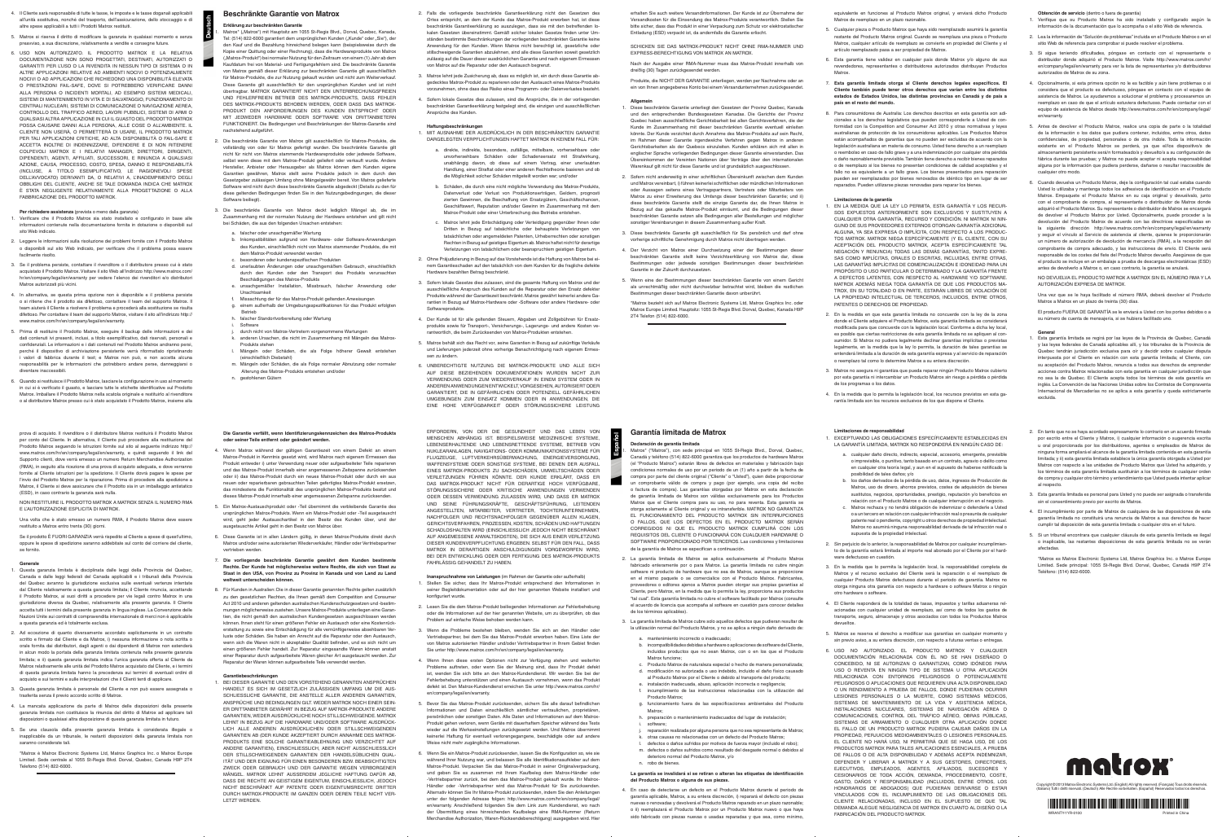4. Il Cliente sarà responsabile di tutte le tasse, le imposte e le tasse doganali applicabili all'unità sostituita, nonché dei trasporto, dell'assicurazione, dello stoccaggio e di altre spese applicabili a tutti i Prodotti Matrox restituiti.
5. Matrox si riserva il diritto di modificare la garanzia in qualsiasi momento e senza preavviso, a sua discrezione, relativamente a vendite e consegne future.
6. USO NON AUTORIZZATO. IL PRODOTTO MATROX E LA RELATIVA DOCUMENTAZIONE NON SONO PROGETTATI, DESTINATI, AUTORIZZATI O GARANTITI PER L'USO O LA RIVENDITA IN ALCUN TIPO DI SISTEMA O IN ALTRE APPLICAZIONI RELATIVE AD AMBIENTI NOCIVI O POTENZIALMENTE NOCIVI O AD APPLICAZIONI CHE RICHIEDONO UNA DISPONIBILITÀ ELEVATA O PRESTAZIONI FAIL-SAFE, DOVE SI POTREBBERO VERIFICARE DANNI ALLA PERSONA O INCIDENTI MORTALI, AD ESEMPIO SISTEMI MEDICALI; SISTEMI DI MANTENIMENTO IN VITA E DI SALVAVITA, FUNZIONAMENTO DI CENTRALI NUCLEARI, SISTEMI DI COMUNICAZIONE O NAVIGAZIONE AEREA, CONTROLLO DEL TRAFFICO AEREO, LAVORI PUBBLICI, SISTEMI DI ARMI O QUALSIASI ALTRA APPLICAZIONE IN CUI IL GUASTO DEL PRODOTTO MATROX POSSA CAUSARE DANNI ALLA PERSONA, ALLE COSE O ALL'AMBIENTE. IL CLIENTE NON USERÀ, O PERMETTERÀ DI USARE, IL PRODOTTO MATROX PER TALI APPLICAZIONI CRITICHE, AD ALTA DISPONIBILITÀ O FAIL-SAFE E ACCETTA INOLTRE DI INDENNIZZARE, DIFENDERE E DI RITENERE COLPEVOLI MATROX E I RELATIVI MANAGER, DIRETTORI, DIRIGENTI, DIPENDENTI, AGENTI, AFFILIATI, SUCCESSORI, E RINUNCIA A QUALSIASI AZIONE, CAUSA, PROCESSO, COSTO, SPESA, DANNO E RESPONSABILITÀ (INCLUSE, A TITOLO ESEMPLIFICATIVO, LE RAGIONEVOLI SPESE DELL'AVVOCATO) DERIVANTI DA, O RELATIVI A, L'INADEMPIMENTO DEGLI OBBLIGHI DEL CLIENTE, ANCHE SE TALE DOMANDA INDICA CHE MATROX È STATA NEGLIGENTE RELATIVAMENTE ALLA PROGETTAZIONE O ALLA FABBRICAZIONE DEL PRODOTTO MATROX.

**Per richiedere assistenza** (prevista o meno dalla garanzia)

1. Verificare che il Prodotto Matrox sia stato installato e configurato in base alle informazioni contenute nella documentazione fornita in dotazione o disponibili sul sito Web indicato.
2. Leggere le informazioni sulla risoluzione dei problemi fornite con il Prodotto Matrox o disponibili sul sito Web indicato, per verificare che il problema possa essere facilmente risolto.
3. Se il problema persiste, contattare il rivenditore o il distributore presso cui è stato acquistato il Prodotto Matrox. Visitare il sito Web all'indirizzo http://www.matrox.com/hr/en/company/legal/en/warranty per vedere l'elenco dei rivenditori e/o distributori Matrox autorizzati più vicini.
4. In alternativa, se questa prima opzione non è disponibile e il problema persiste o si ritiene che il prodotto sia difettoso, contattare il team del supporto Matrox. Il team aiuterà il Cliente a risolvere il problema e procederà alla sostituzione se ritenuto difettoso. Per contattare il team del supporto Matrox, visitare il sito all'indirizzo http://www.matrox.com/hr/en/company/legal/en/warranty.
5. Prima di restituire il Prodotto Matrox, eseguire il backup delle informazioni e dei dati contenuti in presenti, inclusi, a titolo esemplificativo, dati riservati, personali e confidenziali. Le informazioni e i dati contenuti nel Prodotto Matrox andranno persi, perché il dispositivo di archiviazione persistente verrà riformattato ripristinando i valori di fabbrica durante il test; e Matrox non può, e non accetta alcuna responsabilità per le informazioni che potrebbero andare perse, danneggiarsi o diventare inaccessibili.
6. Quando si restituisce il Prodotto Matrox, lasciare la configurazione in uso al momento in cui si è verificato il guasto, e lasciare tutte le etichette identificative sul Prodotto Matrox. Imballare il Prodotto Matrox nella scatola originale e restituirlo al rivenditore o al distributore Matrox presso cui è stato acquistato il Prodotto Matrox, insieme alla prova di acquisto. Il rivenditore o il distributore Matrox restituirà il Prodotto Matrox per conto del Cliente. In alternativa, il Cliente può procedere alla restituzione del Prodotto Matrox seguendo le istruzioni fornite sul sito all'seguente indirizzo http://www.matrox.com/hr/en/company/legal/en/warranty e quindi seguendo il link del Supporto clienti, dove verrà emesso un numero Return Merchandise Authorization (RMA), in seguito alla ricezione di una prova di acquisto adeguata, e dove verranno fornite al Cliente istruzioni per la spedizione. Il Cliente dovrà pagare le spese per l'invio del Prodotto Matrox per la riparazione. Prima di procedere alla spedizione a Matrox, il Cliente si deve assicurare che il Prodotto sia in un imballaggio antistatico (ESD), in caso contrario la garanzia sarà nulla.

NON RESTITUIRE IL PRODOTTO MATROX A MATROX SENZA IL NUMERO RMA E L'AUTORIZZAZIONE ESPLICITA DI MATROX.

Una volta che è stato emesso un numero RMA, il Prodotto Matrox deve essere restituito a Matrox entro trenta (30) giorni.

Se il prodotto È FUORI GARANZIA verrà rispedito al Cliente a spese di quest'ultimo, oppure le spese di spedizione saranno addebitate sul conto del corriere del cliente, se fornito.

**Generale**

1. Questa garanzia limitata è disciplinata dalle leggi della Provincia del Quebec, Canada e dalle leggi federali del Canada applicabili e i tribunali della Provincia del Quebec avranno la giurisdizione esclusiva sulle eventuali vertenze intentate dal Cliente relativamente a questa garanzia limitata; il Cliente rinuncia, accettando il Prodotto Matrox, ai suoi diritti a procedere per vie legali contro Matrox in una giurisdizione diversa da Quebec, relativamente alla presente garanzia. Il Cliente accetta tutti i termini della presente garanzia in lingua inglese. La Convenzione delle Nazioni Unite sui contratti di compravendita internazionale di merci non è applicabile a questa garanzia ed è totalmente esclusa.
2. Ad eccezione di quanto diversamente accordato esplicitamente in un contratto scritto e firmato dal Cliente e da Matrox, i) nessuna informazione o nota scritta o orale fornita dai distributori, dagli agenti o dai dipendenti di Matrox non estenderà in alcun modo la portata della garanzia limitata contenuta nella presente garanzia limitata; e ii) questa garanzia limitata indica l'unica garanzia offerta al Cliente da Matrox relativamente alla unità del Prodotto Matrox acquistato dal Cliente, e i termini di questa garanzia limitata hanno la precedenza sui termini di eventuali ordini di acquisto o sui termini e sulle imprecisioni che il Cliente tenti di applicare.
3. Questa garanzia limitata è personale del Cliente e non può essere assegnata o trasferita senza il previo accordo scritto di Matrox.
4. La mancata applicazione da parte di Matrox delle disposizioni della presente garanzia limitata non costituisce la rinuncia del diritto di Matrox ad applicare tali disposizioni o qualsiasi altra disposizione di questa garanzia limitata in futuro.
5. Se una clausola della presente garanzia limitata è considerata illegale o inapplicabile da un tribunale, le restanti disposizioni della garanzia limitata non saranno considerate tali.

*Matrox è Matrox Electronic Systems Ltd, Matrox Graphics Inc. o Matrox Europe Limited. Sede centrale al 1055 St-Regis Blvd. Dorval, Quebec, Canada H9P 2T4 Telefono (514) 822-6000.

# Beschränkte Garantie von Matrox

## Erklärung zur beschränkten Garantie

1. Matrox* („Matrox") mit Hauptsitz am 1055 St-Regis Blvd., Dorval, Quebec, Kanada, Tel. (514) 822-6000 garantiert dem ursprünglichen Kunden („Kunde" oder „Sie"), der den Kauf und die Bezahlung hinreichend belegen kann (beispielsweise durch die Kopie einer Quittung oder einer Rechnung), dass die Hardwareprodukte von Matrox („Matrox-Produkt") bei normaler Nutzung für den Zeitraum von einem (1) Jahr ab dem Kaufdatum frei von Material- und Fertigungsfehlern sind. Die beschränkte Garantie von Matrox gemäß dieser Erklärung zur beschränkten Garantie gilt ausschließlich für Matrox-Produkte, die zur Nutzung gekauft wurden und nicht zum Weiterverkauf. Diese Garantie gilt ausschließlich für den ursprünglichen Kunden und ist nicht übertragbar. MATROX GARANTIERT NICHT DEN UNTERBRECHUNGSFREIEN UND FEHLERFREIEN BETRIEB DES MATROX-PRODUKTS, DASS FEHLER DES MATROX-PRODUKTS BEHOBEN WERDEN, ODER DASS DAS MATROX-PRODUKT DEN ANFORDERUNGEN DES KUNDEN ENTSPRICHT ODER MIT JEDWEDER HARDWARE ODER SOFTWARE VON DRITTANBIETERN FUNKTIONIERT. Die Bedingungen und Beschränkungen der Matrox-Garantie sind nachstehend aufgeführt.
2. Die beschränkte Garantie von Matrox gilt ausschließlich für Matrox-Produkte, die vollständig von oder für Matrox gefertigt wurden. Die beschränkte Garantie gilt nicht für nicht von Matrox stammende Hardwareprodukte oder jedwede Software, selbst wenn diese mit dem Matrox-Produkt geliefert oder verkauft wurde. Andere Hersteller, Anbieter oder Herausgeber als Matrox können Ihnen als Kunden eigene Garantien gewähren. Matrox stellt seine Produkte jedoch in dem durch den Gesetzgeber zulässigen Umfang ohne Mängelgewähr bereit. Von Matrox gelieferte Software wird nicht durch diese beschränkte Garantie abgedeckt (Details zu den für diese geltenden Bedingungen finden Sie in den Nutzungsbedingungen, die dieser Software beiliegt).
3. Die beschränkte Garantie von Matrox deckt lediglich Mängel ab, die im Zusammenhang mit der normalen Nutzung der Hardware entstehen und gilt nicht bei Schäden, die aus den folgenden Ursachen entstehen:
   a. falscher oder unsachgemäßer Wartung
   b. Inkompatibilitäten aufgrund von Hardware- oder Software-Anwendungen des Kunden, einschließlich nicht von Matrox stammender Produkte, die mit dem Matrox-Produkt verwendet werden
   c. besonderen oder kundenspezifischen Produkten
   d. unerlaubten Änderungen oder unsachgemäßem Gebrauch, einschließlich durch den Kunden oder den Transport des Produkts verursachten Beschädigungen des Matrox-Produkts
   e. unsachgemäßer Installation, Missbrauch, falscher Anwendung oder Unachtsamkeit
   f. Missachtung der für das Matrox-Produkt geltenden Anweisungen
   g. einem außerhalb der Umgebungsspezifikationen für das Produkt erfolgten Betrieb
   h. falscher Standortvorbereitung oder Wartung
   i. Software
   j. durch nicht von Matrox-Vertretern vorgenommene Wartungen
   k. anderen Ursachen, die nicht im Zusammenhang mit Mängeln des Matrox-Produkts stehen
   l. Mängeln oder Schäden, die als Folge höherer Gewalt entstehen (einschließlich Diebstahl)
   m. Mängeln oder Schäden, die als Folge normaler Abnutzung oder normaler Alterung des Matrox-Produkts entstehen und/oder
   n. gestohlenen Gütern

**Die Garantie verfällt, wenn Identifizierungskennzeichen des Matrox-Produkts oder seiner Teile entfernt oder geändert werden.**

4. Wenn Matrox während der gültigen Garantiezeit von einem Defekt an einem Matrox-Produkt in Kenntnis gesetzt wird, wird Matrox nach eigenem Ermessen das Produkt entweder i) unter Verwendung neuer oder aufgearbeiteter Teile reparieren und das Matrox-Produkt innerhalb einer angemessenen Zeitspanne zurücksenden oder ii) das Matrox-Produkt durch ein neues Matrox-Produkt oder durch ein aus neuen oder reparaturfähigen gebrauchten Teilen gefertigtes Matrox-Produkt ersetzen, das mindestens die Funktionalität des ursprünglichen Matrox-Produkts besitzt und dieses Matrox-Produkt innerhalb einer angemessenen Zeitspanne zurücksenden.
5. Ein Matrox-Austauschprodukt oder -Teil übernimmt die verbleibende Garantie des ursprünglichen Matrox-Produkts. Wenn ein Matrox-Produkt oder -Teil ausgetauscht wird, geht jeder Austauschartikel in den Besitz des Kunden über, und der ausgetauschte Artikel geht in den Besitz von Matrox über.
6. Diese Garantie ist in allen Ländern gültig, in denen Matrox-Produkte direkt durch Matrox und/oder seine autorisierten Wiederverkäufer, Händler oder Vertriebspartner vertrieben werden.
7. **Die vorliegende beschränkte Garantie gewährt dem Kunden bestimmte Rechte. Der Kunde hat möglicherweise weitere Rechte, die sich von Staat zu Staat in den USA, von Provinz zu Provinz in Kanada und von Land zu Land weltweit unterscheiden können.**
8. Für Kunden in Australien: Die in dieser Garantie genannten Rechte gelten zusätzlich zu den gesetzlichen Rechten, die Ihnen gemäß dem Competition and Consumer Act 2010 und anderen geltenden australischen Kundenschutzgesetzen und -bestimmungen möglicherweise zustehen. Unsere Matrox-Produkte unterliegen eine Garantie, die nicht gemäß den australischen Kundengesetzen ausgeschlossen werden können. Ihnen steht für einen größeren Fehler ein Austausch oder eine Rückerstattung zu sowie eine Entschädigung für alle vernünftigerweise absehbaren Verluste oder Schäden. Sie haben ein Anrecht auf die Reparatur oder den Austausch, wenn sich die Waren nicht in akzeptabler Qualität befinden, und es sich nicht um einen größeren Fehler handelt. Zur Reparatur eingesandte Waren können anstatt einer Reparatur durch aufgearbeitete Waren gleicher Art ausgetauscht werden. Zur Reparatur der Waren können aufgearbeitete Teile verwendet werden.

## Garantiebeschränkungen

1. BEI DIESER GARANTIE UND DEN VORSTEHEND GENANNTEN ANSPRÜCHEN HANDELT ES SICH IM GESETZLICH ZULÄSSIGEN UMFANG UM DIE AUSSCHLIESSLICHE GARANTIE, DIE ANSTELLE ALLER ANDEREN GARANTIEN, ANSPRÜCHE UND BEDINGUNGEN GILT. WEDER MATROX NOCH EINER SEINER DRITTANBIETER GEWÄHRT IM BEZUG AUF MATROX-PRODUKTE ANDERE GARANTIEN, WEDER AUSDRÜCKLICHE NOCH STILLSCHWEIGENDE. MATROX LEHNT IN BEZUG AUF DIE HARDWARE UND/ODER SOFTWARE AUSDRÜCKLICH ALLE ANDEREN AUSDRÜCKLICHEN ODER STILLSCHWEIGENDEN GARANTIEN AB (DER KUNDE AKZEPTIERT DURCH ANNAHME DES MATROX-PRODUKTS EINE SOLCHE GARANTIEABLEHNUNG UND VERZICHTET AUF ANDERE GARANTIEN), EINSCHLIESSLICH, ABER NICHT AUSSCHLIESSLICH DER STILLSCHWEIGENDEN GARANTIEN DER HANDELSÜBLICHEN QUALITÄT UND DER EIGNUNG FÜR EINEN BESONDEREN BZW. BEABSICHTIGTEN ZWECK ODER GEBRAUCH UND DER GARANTIE WEGEN VERBORGENER MÄNGEL. MATROX LEHNT AUSSERDEM JEGLICHE HAFTUNG DAFÜR AB, DASS DIE RECHTE AN GEISTIGEM EIGENTUM, EINSCHLIESSLICH, JEDOCH NICHT BESCHRÄNKT AUF PATENTE ODER EIGENTUMSRECHTE DRITTER DURCH MATROX-PRODUKTE IM GANZEN ODER DEREN TEILE NICHT VERLETZT WERDEN.
2. Falls die vorliegende beschränkte Garantieerklärung nicht den Gesetzen des Ortes entspricht, an dem der Kunde das Matrox-Produkt erworben hat, ist diese beschränkte Garantieerklärung so auszulegen, dass sie mit den betreffenden lokalen Gesetzen übereinstimmt. Gemäß solcher lokalen Gesetze finden unter Umständen bestimmte Beschränkungen der vorliegenden beschränkten Garantie keine Anwendung für den Kunden. Wenn Matrox nicht berechtigt ist, gesetzliche oder stillschweigende Garantien abzulehnen, sind alle diese Garantien soweit gesetzlich zulässig auf die Dauer dieser ausdrücklichen Garantie und nach eigenem Ermessen von Matrox auf die Reparatur oder den Austausch begrenzt.
3. Matrox lehnt jede Zusicherung ab, dass es möglich ist, ein durch diese Garantie abgedecktes Matrox-Produkt zu reparieren oder den Austausch eines Matrox-Produkts vorzunehmen, ohne dass dabei Risiko eines Programm- oder Datenverlustes besteht.
4. Sofern lokale Gesetze dies zulassen, sind die Ansprüche, die in der vorliegenden beschränkten Garantieerklärung festgelegt sind, die einzigen und ausschließlichen Ansprüche des Kunden.

## Haftungsbeschränkungen

1. MIT AUSNAHME DER AUSDRÜCKLICH IN DER BESCHRÄNKTEN GARANTIE DARGELEGTEN VERPFLICHTUNGEN HAFTET MATROX IN KEINEM FALL FÜR:
   a. direkte, indirekte, besondere, zufällige, mittelbare, vorhersehbare oder unvorhersehbare Schäden oder Schadensersatz mit Strafwirkung, unabhängig davon, ob diese auf einem Vertrag, einer unerlaubten Handlung, einer Straftat oder einer anderen Rechtstheorie basieren und ob die Möglichkeit solcher Schäden mitgeteilt worden war; und/oder
   b. Schäden, die durch eine nicht mögliche Verwendung des Matrox-Produkts, Datenverlust oder Verlust von Produktionserträgen, Geldern, prognostizierten Gewinnen, die Beschaffung von Ersatzgütern, Geschäftschancen, Geschäftswert, Reputation und/oder Gewinn im Zusammenhang mit dem Matrox-Produkt oder einer Unterbrechung des Betriebs entstehen.
   c. Matrox lehnt jede Entschädigung oder Verteidigung gegenüber Ihnen oder Dritten in Bezug auf tatsächliche oder behauptete Verletzungen von tatsächlichen oder angeblichen Patenten, Urheberrechten oder sonstigen Rechten in Bezug auf geistiges Eigentum ab. Matrox haftet nicht für derartige Verletzungen von tatsächlichem oder beanspruchtem geistigen Eigentum.
2. Ohne Präjudizierung in Bezug auf das Vorstehende ist die Haftung von Matrox bei einem Garantieschaden auf den tatsächlich von dem Kunden für die fragliche defekte Hardware bezahlten Betrag beschränkt.
3. Sofern lokale Gesetze dies zulassen, sind die gesamte Haftung von Matrox und der ausschließliche Anspruch des Kunden auf die Reparatur oder den Ersatz defekter Produkte während der Garantiezeit beschränkt. Matrox gewährt keinerlei andere Garantien in Bezug auf Matrox-Hardware oder -Software und andere Hardware- oder Softwareprodukte.
4. Der Kunde ist für alle geltenden Steuern, Abgaben und Zollgebühren für Ersatzprodukte sowie für Transport-, Versicherungs-, Lagerungs- und andere Kosten verantwortlich, die beim Zurücksenden von Matrox-Produkten entstehen.
5. Matrox behält sich das Recht vor, seine Garantien in Bezug auf zukünftige Verkäufe und Lieferungen jederzeit ohne vorherige Benachrichtigung nach eigenem Ermessen zu ändern.
6. UNBERECHTIGTE NUTZUNG. DIE MATROX-PRODUKTE UND ALLE SICH AUF DIESE BEZIEHENDEN DOKUMENTATIONEN WURDEN NICHT ZUR VERWENDUNG ODER ZUM WIEDERVERKAUF IN EINEM SYSTEM ODER IN ANDEREN ANWENDUNGEN ENTWICKELT, VORGESEHEN, AUTORISIERT ODER GARANTIERT, DIE IN GEFÄHRLICHEN ODER POTENZIELL GEFÄHRLICHEN UMGEBUNGEN ZUM EINSATZ KOMMEN ODER IN ANWENDUNGEN, DIE EINE HOHE VERFÜGBARKEIT ODER STÖRUNGSSICHERE LEISTUNG ERFORDERN, VON DER GESUNDHEIT UND DAS LEBEN VON MENSCHEN ABHÄNGIG IST (BEISPIELSWEISE MEDIZINISCHE SYSTEME, LEBENSERHALTENDE UND LEBENSRETTENDE SYSTEME, BETRIEB VON NUKLEARANLAGEN, NAVIGATIONS- ODER KOMMUNIKATIONSSYSTEME FÜR FLUGZEUGE, LUFTVERKEHRSÜBERWACHUNG, ENERGIEVERSORGUNG, WAFFENSYSTEME ODER SONSTIGE SYSTEME, BEI DENEN EIN AUSFALL EINES MATROX-PRODUKTS ZU SACHSCHÄDEN, UMWELTSCHÄDEN ODER VERLETZUNGEN FÜHREN KÖNNTE). DER KUNDE ERKLÄRT, DASS ER DAS MATROX-PRODUKT NICHT FÜR DERARTIGE HOCH VERFÜGBARE, STÖRUNGSSICHERE ODER KRITISCHE ANWENDUNGEN VERWENDEN ODER DESSEN VERWENDUNG ZULASSEN WIRD, UND DASS ER MATROX UND SEINE FÜHRUNGSKRÄFTE, GESCHÄFTSFÜHRUNG, LEITENDEN ANGESTELLTEN, MITARBEITER, VERTRETER, TOCHTERUNTERNEHMEN, NACHFOLGER UND RECHTSNACHFOLGER GEGENÜBER ALLEN KLAGEN, GERICHTSVERFAHREN, PROZESSEN, KOSTEN, SCHÄDEN UND HAFTUNGEN SCHADLOSHALTEN WIRD (EINSCHLIESSLICH JEDOCH NICHT BESCHRÄNKT AUF ANGEMESSENE ANWALTSKOSTEN), DIE SICH AUS EINER VERLETZUNG DIESER KUNDENVERPFLICHTUNG ERGEBEN SELBST FÜR DEN FALL, DASS MATROX IN DERARTIGEN ANSCHULDIGUNGEN VORGEWORFEN WIRD, BEI DER ENTWICKLUNG ODER DER FERTIGUNG DES MATROX-PRODUKTS FAHRLÄSSIG GEHANDELT ZU HABEN.

## Inanspruchnahme von Leistungen (im Rahmen der Garantie oder außerhalb)

1. Stellen Sie sicher, dass Ihr Matrox-Produkt entsprechend den Informationen in seiner Begleitdokumentation oder auf der hier genannten Website installiert und konfiguriert wurde.
2. Lesen Sie die dem Matrox-Produkt beiliegenden Informationen zur Fehlerbehebung oder die Informationen auf der hier genannten Website, um zu überprüfen, ob das Problem auf einfache Weise behoben werden kann.
3. Wenn das Problem bestehen bleibt, wenden Sie sich an den Händler oder Vertriebspartner, bei dem Sie das Matrox-Produkt erworben haben. Eine Liste der von Matrox autorisierten Händler und/oder Vertriebspartner in Ihrem Gebiet finden Sie unter http://www.matrox.com/hr/en/company/legal/en/warranty.
4. Wenn Ihnen diese ersten Optionen nicht zur Verfügung stehen und weiterhin Probleme auftreten, oder wenn Sie der Meinung sind, dass Ihr Produkt defekt ist, wenden Sie sich bitte an den Matrox-Kundendienst. Wir werden Sie bei der Fehlerbehebung unterstützen und einen Austausch vornehmen, wenn das Produkt defekt ist. Den Matrox-Kundendienst erreichen Sie unter http://www.matrox.com/hr/en/company/legal/en/warranty.
5. Bevor Sie das Matrox-Produkt zurücksenden, sichern Sie alle darauf befindlichen Informationen und Daten einschließlich sämtlicher vertraulichen, proprietären, persönlichen oder sonstigen Daten. Alle Daten und Informationen auf dem Matrox-Produkt gehen verloren, wenn Geräte mit dauerhaftem Speicher während des Tests wieder auf die Werkseinstellungen zurückgesetzt werden. Und Matrox übernimmt keinerlei Haftung für eventuell verlorengegangene, beschädigte oder auf andere Weise nicht mehr zugängliche Informationen.
6. Wenn Sie ein Matrox-Produkt zurücksenden, lassen Sie die Konfiguration so, wie sie während Ihrer Nutzung war, und belassen Sie alle Identifikationsaufkleber auf dem Matrox-Produkt. Verpacken Sie das Matrox-Produkt in seiner Originalverpackung, und geben Sie es zusammen mit Ihrem Kaufbeleg dem Matrox-Händler oder -Vertriebspartner zurück, bei dem das Matrox-Produkt gekauft wurde. Ihr Matrox-Händler oder -Vertriebspartner wird das Matrox-Produkt für Sie zurücksenden. Alternativ können Sie Ihr Matrox-Produkt zurücksenden, indem Sie den Anleitungen unter der folgenden Adresse folgen: http://www.matrox.com/hr/en/company/legal/en/warranty. Anschließend folgen Sie dem Link zum Kundendienst, wo nach der Übermittlung eines hinreichenden Kaufbelegs eine RMA-Nummer (Return Merchandise Authorization, Waren-Rücksendeberechtigung) ausgegeben wird. Hier erhalten Sie auch weitere Versandinformationen. Der Kunde ist zur Übernahme der Versandkosten für die Einsendung des Matrox-Produkts verantwortlich. Stellen Sie bitte sicher, dass das Produkt in einer Verpackung zum Schutz vor elektrostatischer Entladung (ESD) verpackt ist, da andernfalls die Garantie erlischt.

SCHICKEN SIE DAS MATROX-PRODUKT NICHT OHNE RMA-NUMMER UND AUSDRÜCKLICHE GENEHMIGUNG VON MATROX ZURÜCK.

Nach der Ausgabe einer RMA-Nummer muss das Matrox-Produkt innerhalb von dreißig (30) Tagen zurückgesendet werden.

Produkte, die NICHT DER GARANTIE unterliegen, werden per Nachnahme oder an ein von Ihnen angegebenes Konto bei einem Versandunternehmen zurückgesendet.

## Allgemein

1. Diese beschränkte Garantie unterliegt den Gesetzen der Provinz Quebec, Kanada und den entsprechenden Bundesgesetzen Kanadas. Die Gerichte der Provinz Quebec haben ausschließliche Gerichtsbarkeit bei allen Gerichtsverfahren, die der Kunde im Zusammenhang mit dieser beschränkten Garantie eventuell anstreben könnte. Der Kunde verzichtet durch Annahme des Matrox-Produkts auf sein Recht, im Rahmen dieser Garantie irgendwelche Verfahren gegen Matrox in anderen Gerichtsbarkeiten als der Quebecs einzuleiten. Der Kunde erklärt sich mit allen in englischer Sprache vorliegenden Bedingungen dieser Garantie einverstanden. Das Übereinkommen der Vereinten Nationen über Verträge über den internationalen Warenkauf gilt nicht für diese Garantie und ist grundsätzlich ausgeschlossen.
2. Sofern nicht anderweitig in einer schriftlichen Übereinkunft zwischen dem Kunden und Matrox vereinbart, i) führen keinerlei schriftlichen oder mündlichen Informationen oder Aussagen seitens eines Vertragspartners, Vertreters oder Mitarbeiters von Matrox zu einer Erweiterung des Umfangs dieser beschränkten Garantie; und ii) diese beschränkte Garantie stellt die einzige Garantie dar, die Ihnen Matrox in Bezug auf das gekaufte Matrox-Produkt einräumt, und die Bedingungen dieser beschränkten Garantie setzen alle Bedingungen aller Bestellungen und möglicher sonstiger Vereinbarungen in diesem Zusammenhang außer Kraft.
3. Diese beschränkte Garantie gilt ausschließlich für Sie persönlich und darf ohne vorherige schriftliche Genehmigung durch Matrox nicht übertragen werden.
4. Der Verzicht von Matrox auf eine Durchsetzung einer der Bestimmungen dieser beschränkten Garantie stellt keine Verzichtserklärung von Matrox dar, diese Bestimmungen oder jedwede sonstigen Bestimmungen dieser beschränkten Garantie in der Zukunft durchzusetzen.
5. Wenn eine der Bestimmungen dieser beschränkten Garantie von einem Gericht als unrechtmäßig oder nicht durchsetzbar betrachtet wird, bleiben die restlichen Bestimmungen dieser beschränkten Garantie davon unberührt.

*Matrox bezieht sich auf Matrox Electronic Systems Ltd, Matrox Graphics Inc. oder Matrox Europe Limited. Hauptsitz: 1055 St-Regis Blvd. Dorval, Quebec, Kanada H9P 2T4 Telefon (514) 822-6000.

# Garantía limitada de Matrox

## Declaración de garantía

1. Matrox* ("Matrox"), con sede principal en 1055 St-Regis Blvd., Dorval, Quebec, Canadá y teléfono (514) 822-6000 garantiza que los productos de hardware Matrox (el "Producto Matrox") estarán libres de defectos en materiales y fabricación bajo condiciones normales de uso por un período de un (1) año a partir de la fecha de compra por parte del cliente original ("Cliente" o "Usted"), quien debe proporcionar un comprobante válido de compra y pago (por ejemplo, una copia del recibo o factura de compra). Las garantías ofrecidas por Matrox en esta declaración de garantía limitada de Matrox son válidas exclusivamente para los Productos Matrox que el Cliente compra para su uso, no para reventa. Esta garantía se otorga solamente al Cliente original y es intransferible. MATROX NO GARANTIZA EL FUNCIONAMIENTO DEL PRODUCTO MATROX SIN INTERRUPCIONES O FALLOS, QUE LOS DEFECTOS EN EL PRODUCTO MATROX SERÁN CORREGIDOS NI QUE EL PRODUCTO MATROX CUMPLIRÁ CON LOS REQUISITOS DEL CLIENTE O FUNCIONARÁ CON CUALQUIER HARDWARE O SOFTWARE PROPORCIONADO POR TERCEROS. Las condiciones y limitaciones de la garantía de Matrox se especifican a continuación.
2. La garantía limitada de Matrox se aplica exclusivamente al Producto Matrox fabricado enteramente por o para Matrox. La garantía limitada no cubre ningún software ni producto de hardware que no sea de Matrox, aunque se proporcione en el mismo paquete o se comercialice con el Producto Matrox. Fabricantes, proveedores o editores ajenos a Matrox pueden otorgar sus propias garantías al Cliente, pero Matrox, en la medida que lo permita la ley, proporciona sus productos "tal cual". Esta garantía limitada no cubre el software facilitado por Matrox (consulte el acuerdo de licencia que acompaña al software en cuestión para conocer detalles de los términos aplicables).
3. La garantía limitada de Matrox cubre solo aquellos defectos que pudieran resultar de la utilización normal del Producto Matrox, y no se aplica a ningún daño derivado de:
   a. mantenimiento incorrecto o inadecuado;
   b. incompatibilidades debidas a hardware o aplicaciones de software del Cliente, incluidos productos que no sean Matrox, con o en los que el Producto Matrox funcione;
   c. Producto Matrox de naturaleza especial o hecho de manera personalizada;
   d. modificación no autorizada o uso indebido, incluido el daño físico causado al Producto Matrox por el Cliente o debido al transporte del producto;
   e. instalación inadecuada, abuso, aplicación incorrecta o negligencia;
   f. incumplimiento de las instrucciones relacionadas con la utilización del Producto Matrox;
   g. funcionamiento fuera de las especificaciones ambientales del Producto Matrox;
   h. preparación o mantenimiento inadecuados del lugar de instalación;
   i. software;
   j. reparación realizada por alguna persona que no sea representante de Matrox;
   k. otras causas no relacionadas con un defecto del Producto Matrox;
   l. defectos o daños sufridos por motivos de fuerza mayor (incluido el robo);
   m. defectos o daños sufridos como resultado del desgaste normal o debidos al deterioro normal del Producto Matrox, y/o
   n. robo de bienes.

**La garantía se invalidará si se retiran o alteran las etiquetas de identificación del Producto Matrox o alguna de sus piezas.**

4. En caso de detectarse un defecto en el Producto Matrox durante el período de garantía aplicable, Matrox, a su entera discreción, i) reparará el defecto con piezas nuevas o renovadas y devolverá el Producto Matrox reparado en un plazo razonable; o ii) reemplazará el Producto Matrox por un Producto Matrox nuevo o que haya sido fabricado con piezas nuevas o usadas reparadas y que sea, como mínimo, equivalente en funciones al Producto Matrox original, y enviará dicho Producto Matrox de reemplazo en un plazo razonable.
5. Cualquier pieza o Producto Matrox que haya sido reemplazado asumirá la garantía restante del Producto Matrox original. Cuando se reemplaza una pieza o Producto Matrox, cualquier artículo de reemplazo se convierte en propiedad del Cliente y el artículo reemplazado pasa a ser propiedad de Matrox.
6. Esta garantía tiene validez en cualquier país donde Matrox y/o alguno de sus revendedores, representantes o distribuidores autorizados distribuyan Productos Matrox.
7. **Esta garantía limitada otorga al Cliente derechos legales específicos. El Cliente también puede tener otros derechos que varían entre los distintos estados de Estados Unidos, las distintas provincias en Canadá y de país a país en el resto del mundo.**
8. Para consumidores de Australia: Los derechos descritos en esta garantía son adicionales a los derechos legislativos que pueden corresponderle a Usted de conformidad con la Competition and Consumer Act 2010 y otras normativas y leyes australianas de protección de los consumidores aplicables. Los Productos Matrox están acompañados de garantías que no pueden ser excluidas de acuerdo con la legislación australiana en materia de consumo. Usted tiene derecho a un reemplazo o reembolso en caso de fallo grave y a una indemnización por cualquier otra pérdida o daño razonablemente previsible. También tiene derecho a recibir bienes reparados o de reemplazo si los bienes no presentan condiciones de calidad aceptables y el fallo no equivale a un fallo grave. Los bienes presentados para reparación pueden ser reemplazados por bienes renovados de idéntico tipo en lugar de ser reparados. Pueden utilizarse piezas renovadas para reparar los bienes.

## Limitaciones de la garantía

1. EN LA MEDIDA QUE LA LEY LO PERMITA, ESTA GARANTÍA Y LOS RECURSOS EXPUESTOS ANTERIORMENTE SON EXCLUSIVOS Y SUSTITUYEN A CUALQUIER OTRA GARANTÍA, RECURSO Y CONDICIÓN. NI MATROX NI NINGUNO DE SUS PROVEEDORES EXTERNOS OTORGAN GARANTÍA ADICIONAL ALGUNA, YA SEA EXPRESA O IMPLÍCITA, CON RESPECTO A LOS PRODUCTOS MATROX. MATROX NIEGA ESPECÍFICAMENTE (Y EL CLIENTE, CON SU ACEPTACIÓN DEL PRODUCTO MATROX, ACEPTA ESPECÍFICAMENTE TAL NEGACIÓN Y RENUNCIA) TODAS LAS DEMÁS GARANTÍAS, TANTO EXPRESAS COMO IMPLÍCITAS, CON RESPECTO AL HARDWARE Y/O SOFTWARE, INCLUIDAS, ENTRE OTRAS, LAS GARANTÍAS IMPLÍCITAS DE COMERCIALIZACIÓN E IDONEIDAD PARA UN PROPÓSITO O USO PARTICULAR O DETERMINADO Y LA GARANTÍA FRENTE A DEFECTOS LATENTES. MATROX ADEMÁS NIEGA TODA GARANTÍA DE QUE LOS PRODUCTOS MATROX, EN SU TOTALIDAD O EN PARTE, ESTARÁN LIBRES DE VIOLACIÓN DE LA PROPIEDAD INTELECTUAL DE TERCEROS, INCLUIDOS, ENTRE OTROS, PATENTES O DERECHOS DE PROPIEDAD.
2. En la medida en que esta garantía limitada no concuerde con la ley de la zona donde el Cliente adquiere el Producto Matrox, esta garantía limitada se considerará modificada para que concuerde con la legislación local. Conforme a dicha ley local, es posible que ciertas restricciones de esta garantía limitada no se apliquen al consumidor. Si Matrox no pudiera legalmente declinar garantías implícitas o previstas legalmente, en la medida que la ley lo permita, la duración de tales garantías se entenderá limitada a la duración de esta garantía expresa y al servicio de reparación o reemplazo tal como lo determine Matrox a su entera discreción.
3. Matrox no asegura ni garantiza que pueda reparar ningún Producto Matrox cubierto por esta garantía ni intercambiar un Producto Matrox sin riesgo a pérdida o pérdida de los programas o los datos.
4. En la medida que lo permita la legislación local, los recursos previstos en esta garantía limitada son los recursos exclusivos de los que dispone el Cliente.

## Limitaciones de responsabilidad

1. EXCEPTUANDO LAS OBLIGACIONES ESPECÍFICAMENTE ESTABLECIDAS EN LA GARANTÍA LIMITADA, MATROX NO RESPONDERÁ EN NINGÚN CASO DE:
   a. cualquier daño directo, indirecto, especial, incidental, consecuente, emergente, previsible o imprevisible, o punitivo, tanto basado en un contrato, agravio o delito como en cualquier otra teoría legal, y aun en el supuesto de haberse notificado la posibilidad de tales daños; y/o
   b. los daños derivados de la pérdida de uso, datos, ingresos de Producción de Matrox, uso de dinero, ahorros previstos, costes de adquisición de bienes sustitutos, negocios, oportunidades, prestigio, reputación y/o beneficios en relación con el Producto Matrox o de cualquier interrupción en el negocio.
   c. Matrox rechaza y no tendrá obligación de indemnizar o defender a Usted o a un tercero en relación con cualquier infracción real o presunta de cualquier patente real o pretendida, copyright u otros derechos de propiedad intelectual. Matrox no asumirá ninguna responsabilidad derivada de tal infracción real o supuesta de la propiedad intelectual.
2. Sin perjuicio de lo anterior, la responsabilidad de Matrox por cualquier incumplimiento de la garantía estará limitada al importe real abonado por el Cliente por el hardware defectuoso en cuestión.
3. En la medida que lo permita la legislación local, la responsabilidad completa de Matrox y el recurso exclusivo del Cliente será la reparación o el reemplazo de cualquier Producto Matrox defectuoso durante el período de garantía. Matrox no otorga ninguna otra garantía con respecto a hardware o software Matrox o ningún otro hardware o software.
4. El Cliente responderá de la totalidad de tasas, impuestos y tarifas aduaneras relacionadas con cualquier unidad de reemplazo, así como de todos los gastos de transporte, seguro, almacenaje y otros asociados con todos los Productos Matrox devueltos.
5. Matrox se reserva el derecho a modificar sus garantías en cualquier momento y sin previo aviso, a su entera discreción, con respecto a futuras ventas o entregas.
6. USO NO AUTORIZADO. EL PRODUCTO MATROX Y CUALQUIER DOCUMENTACIÓN RELACIONADA CON ÉL NO SE HAN DISEÑADO O CONCEBIDO, NI SE AUTORIZAN O GARANTIZAN, COMO IDÓNEOS PARA USO O REVENTA EN NINGÚN TIPO DE SISTEMA U OTRA APLICACIÓN RELACIONADA CON ENTORNOS PELIGROSOS O POTENCIALMENTE PELIGROSOS O APLICACIONES QUE REQUIEREN UNA ALTA DISPONIBILIDAD O UN RENDIMIENTO A PRUEBA DE FALLOS, DONDE PUDIERAN OCURRIR LESIONES PERSONALES O LA MUERTE, COMO SISTEMAS MÉDICOS, SISTEMAS DE MANTENIMIENTO DE LA VIDA Y ASISTENCIA MÉDICA, INSTALACIONES NUCLEARES, SISTEMAS DE NAVEGACIÓN AÉREA O COMUNICACIONES, CONTROL DEL TRÁFICO AÉREO, OBRAS PÚBLICAS, SISTEMAS DE ARMAMENTO O CUALQUIER OTRA APLICACIÓN DONDE EL FALLO DE UN PRODUCTO MATROX PUDIERA CAUSAR DAÑOS EN LA PROPIEDAD, PERJUICIOS MEDIOAMBIENTALES O LESIONES PERSONALES. EL CLIENTE NO HARÁ USO, NI PERMITIRÁ QUE SE HAGA USO, DE LOS PRODUCTOS MATROX PARA TALES APLICACIONES ESENCIALES, A PRUEBA DE FALLOS O DE ALTA DISPONIBILIDAD Y ADEMÁS ACEPTA INDEMNIZAR, DEFENDER Y LIBERAR A MATROX Y A SUS GESTORES, DIRECTORES, EJECUTIVOS, EMPLEADOS, AGENTES, AFILIADOS, SUCESORES Y CESIONARIOS DE TODA ACCIÓN, DEMANDA, PROCEDIMIENTO, COSTE, GASTO, DAÑOS Y RESPONSABILIDAD (INCLUIDOS, ENTRE OTROS, LOS HONORARIOS DE ABOGADOS) QUE PUDIERAN DERIVARSE O ESTAR VINCULADOS CON EL INCUMPLIMIENTO DE LAS OBLIGACIONES DEL CLIENTE RELACIONADAS, INCLUSO EN EL SUPUESTO DE QUE TAL DEMANDA ALEGUE NEGLIGENCIA DE MATROX EN CUANTO AL DISEÑO O LA FABRICACIÓN DEL PRODUCTO MATROX.

## Obtención de servicio (dentro o fuera de garantía)

1. Verifique que su Producto Matrox ha sido instalado y configurado según la información de la documentación que lo acompaña o el sitio Web de referencia.
2. Lea la información de "Solución de problemas" incluida en el Producto Matrox o en el sitio Web de referencia para comprobar si puede resolver el problema.
3. Si sigue teniendo dificultades, póngase en contacto con el representante o distribuidor donde adquirió el Producto Matrox. Visite http://www.matrox.com/hr/en/company/legal/en/warranty para ver la lista de representantes y/o distribuidores autorizados de Matrox de su zona.
4. Opcionalmente, si esta primera opción no le es factible y aún tiene problemas o si considera que el producto es defectuoso, póngase en contacto con el equipo de asistencia de Matrox. Le ayudaremos a solucionar el problema y procesaremos un reemplazo en caso de que el artículo estuviera defectuoso. Puede contactar con el equipo de asistencia de Matrox desde http://www.matrox.com/hr/en/company/legal/en/warranty.
5. Antes de devolver el Producto Matrox, realice una copia de parte o la totalidad de la información o los datos que pudiera contener, incluidos, entre otros, datos confidenciales, de propiedad, personales o de otra índole. Toda la información existente en el Producto Matrox se perderá, ya que el/los dispositivo/s de almacenamiento persistente se/n formateado/s y devuelto/s a su configuración de fábrica durante las pruebas; y Matrox no puede aceptar ni acepta responsabilidad alguna por la información que pudiera perderse, dañarse o resultar inaccesible de cualquier otro modo.
6. Cuando devuelva un Producto Matrox, deje la configuración tal cual estaba cuando Usted lo utilizaba y mantenga todas las etiquetas de identificación en el Producto Matrox. Empaquete el Producto Matrox en su caja original y devuélvalo, junto con el comprobante de compra, al representante o distribuidor de Matrox donde adquirió el Producto Matrox. Su representante o distribuidor de Matrox se encargará de devolver el Producto Matrox por Usted. Opcionalmente, puede proceder a la devolución del Producto Matrox de acuerdo con las instrucciones de envío del sitio web http://www.matrox.com/hr/en/company/legal/en/warranty y seguir el vínculo al Servicio de asistencia al cliente, quienes le proporcionarán un número de autorización de devolución de mercancía (RMA), a la recepción del comprobante de compra adecuado, y las instrucciones de envío. El Cliente será responsable de los costes del flete del Producto Matrox devuelto. Asegúrese de que el producto se incluye en un embalaje a prueba de descargas electrostáticas (ESD) antes de devolverlo a Matrox o, en caso contrario, la garantía se anulará.

NO DEVUELVA EL PRODUCTO MATROX A MATROX SIN EL NÚMERO RMA Y LA AUTORIZACIÓN EXPRESA DE MATROX.

Una vez que se le haya facilitado el número RMA, deberá devolver el Producto Matrox a Matrox en un plazo de treinta (30) días.

El producto FUERA DE GARANTÍA se le enviará a Usted con los portes debidos o a su número de cuenta de mensajería, si se hubiera facilitado uno.

## General

1. Esta garantía limitada se regirá por las leyes de la Provincia de Quebec, Canadá y las leyes federales de Canadá aplicables allí, y los tribunales de la Provincia de Quebec tendrán jurisdicción exclusiva sobre cualquier disputa interpuesta por el Cliente en relación con esta garantía limitada; el Cliente, con su aceptación del Producto Matrox, renuncia a todos sus derechos de emprender acciones contra Matrox relacionadas con esta garantía en cualquier jurisdicción que no sea la de Quebec. El Cliente acepta todos los términos de esta garantía en inglés. La Convención de las Naciones Unidas sobre los Contratos de Compraventa Internacional de Mercaderías no se aplica a esta garantía y queda estrictamente excluida.
2. En tanto que no se haya acordado expresamente lo contrario en un acuerdo firmado por escrito entre el Cliente y Matrox, i) cualquier información o sugerencia escrita u oral proporcionada por los distribuidores, agentes o empleados de Matrox de ninguna forma ampliará el alcance de la garantía limitada contenida en esta garantía limitada; y ii) esta garantía limitada establece la única garantía otorgada a Usted por Matrox con respecto a las unidades de Producto Matrox que Usted ha adquirido, y los términos de esta garantía limitada sustituirán a los términos de cualquier orden de compra y cualquier otro término y entendimiento que Usted pueda intentar aplicar al respecto.
3. Esta garantía limitada es personal para Usted y no puede ser asignada o transferida sin el consentimiento previo por escrito de Matrox.
4. El incumplimiento por parte de Matrox de cualquiera de las disposiciones de esta garantía limitada no constituirá una renuncia de Matrox a hacer cumplir tal disposición de esta garantía limitada o cualquier otra en el futuro.
5. Si un tribunal encontrara que cualquier cláusula de esta garantía limitada es ilegal o inaplicable, las restantes disposiciones de esta garantía limitada no se verán afectadas.

*Matrox es Matrox Electronic Systems Ltd, Matrox Graphics Inc. o Matrox Europe Limited. Sede principal: 1055 St-Regis Blvd. Dorval, Quebec, Canadá H9P 2T4 Teléfono: (514) 822-6000.

matrox

Copyright ©2019 Matrox Electronic Systems Ltd. (English) All rights reserved. (Français) Tous droits réservés. (Italiano) Tutti i diritti riservati. (Deutsch) Alle Rechte vorbehalten. (Español) Reservados todos los derechos.

WRANTY1YR-0100

Printed in China